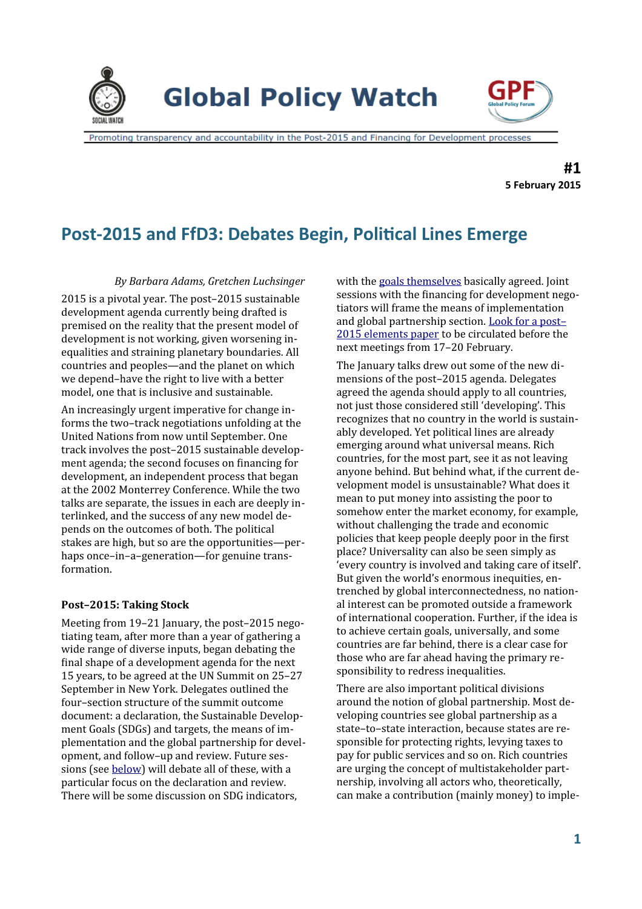# Global Policy Watch

Promoting transparency and accountability in the Post-2015 and Financing for Development processes

**#1**
**5 February 2015**

## Post-2015 and FfD3: Debates Begin, Political Lines Emerge

*By Barbara Adams, Gretchen Luchsinger*

2015 is a pivotal year. The post–2015 sustainable development agenda currently being drafted is premised on the reality that the present model of development is not working, given worsening inequalities and straining planetary boundaries. All countries and peoples—and the planet on which we depend–have the right to live with a better model, one that is inclusive and sustainable.

An increasingly urgent imperative for change informs the two–track negotiations unfolding at the United Nations from now until September. One track involves the post–2015 sustainable development agenda; the second focuses on financing for development, an independent process that began at the 2002 Monterrey Conference. While the two talks are separate, the issues in each are deeply interlinked, and the success of any new model depends on the outcomes of both. The political stakes are high, but so are the opportunities—perhaps once–in–a–generation—for genuine transformation.

### Post–2015: Taking Stock

Meeting from 19–21 January, the post–2015 negotiating team, after more than a year of gathering a wide range of diverse inputs, began debating the final shape of a development agenda for the next 15 years, to be agreed at the UN Summit on 25–27 September in New York. Delegates outlined the four–section structure of the summit outcome document: a declaration, the Sustainable Development Goals (SDGs) and targets, the means of implementation and the global partnership for development, and follow–up and review. Future sessions (see below) will debate all of these, with a particular focus on the declaration and review. There will be some discussion on SDG indicators, with the goals themselves basically agreed. Joint sessions with the financing for development negotiators will frame the means of implementation and global partnership section. Look for a post–2015 elements paper to be circulated before the next meetings from 17–20 February.

The January talks drew out some of the new dimensions of the post–2015 agenda. Delegates agreed the agenda should apply to all countries, not just those considered still 'developing'. This recognizes that no country in the world is sustainably developed. Yet political lines are already emerging around what universal means. Rich countries, for the most part, see it as not leaving anyone behind. But behind what, if the current development model is unsustainable? What does it mean to put money into assisting the poor to somehow enter the market economy, for example, without challenging the trade and economic policies that keep people deeply poor in the first place? Universality can also be seen simply as 'every country is involved and taking care of itself'. But given the world's enormous inequities, entrenched by global interconnectedness, no national interest can be promoted outside a framework of international cooperation. Further, if the idea is to achieve certain goals, universally, and some countries are far behind, there is a clear case for those who are far ahead having the primary responsibility to redress inequalities.

There are also important political divisions around the notion of global partnership. Most developing countries see global partnership as a state–to–state interaction, because states are responsible for protecting rights, levying taxes to pay for public services and so on. Rich countries are urging the concept of multistakeholder partnership, involving all actors who, theoretically, can make a contribution (mainly money) to imple-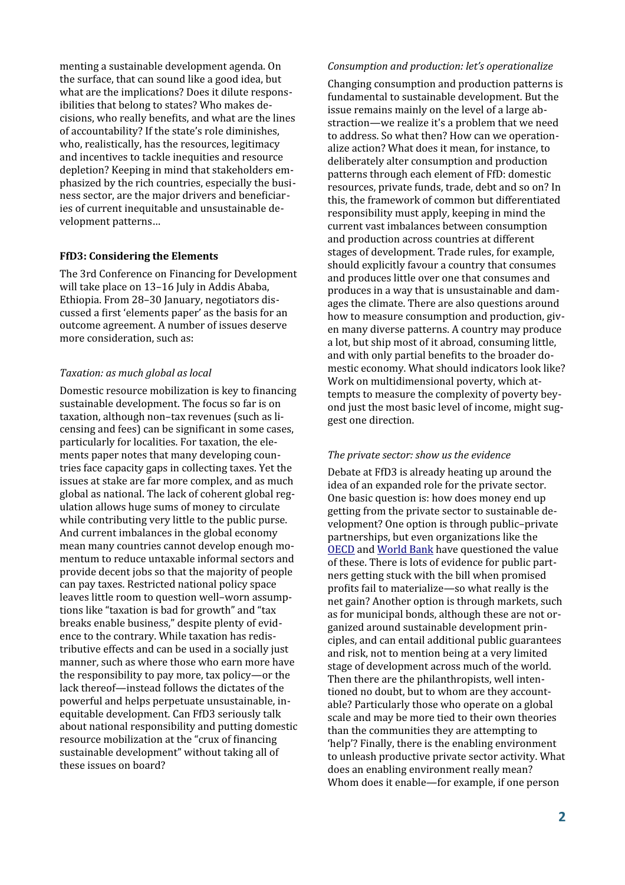menting a sustainable development agenda. On the surface, that can sound like a good idea, but what are the implications? Does it dilute responsibilities that belong to states? Who makes decisions, who really benefits, and what are the lines of accountability? If the state's role diminishes, who, realistically, has the resources, legitimacy and incentives to tackle inequities and resource depletion? Keeping in mind that stakeholders emphasized by the rich countries, especially the business sector, are the major drivers and beneficiaries of current inequitable and unsustainable development patterns…

**FfD3: Considering the Elements**

The 3rd Conference on Financing for Development will take place on 13–16 July in Addis Ababa, Ethiopia. From 28–30 January, negotiators discussed a first 'elements paper' as the basis for an outcome agreement. A number of issues deserve more consideration, such as:

*Taxation: as much global as local*

Domestic resource mobilization is key to financing sustainable development. The focus so far is on taxation, although non–tax revenues (such as licensing and fees) can be significant in some cases, particularly for localities. For taxation, the elements paper notes that many developing countries face capacity gaps in collecting taxes. Yet the issues at stake are far more complex, and as much global as national. The lack of coherent global regulation allows huge sums of money to circulate while contributing very little to the public purse. And current imbalances in the global economy mean many countries cannot develop enough momentum to reduce untaxable informal sectors and provide decent jobs so that the majority of people can pay taxes. Restricted national policy space leaves little room to question well–worn assumptions like "taxation is bad for growth" and "tax breaks enable business," despite plenty of evidence to the contrary. While taxation has redistributive effects and can be used in a socially just manner, such as where those who earn more have the responsibility to pay more, tax policy—or the lack thereof—instead follows the dictates of the powerful and helps perpetuate unsustainable, inequitable development. Can FfD3 seriously talk about national responsibility and putting domestic resource mobilization at the "crux of financing sustainable development" without taking all of these issues on board?

*Consumption and production: let's operationalize*

Changing consumption and production patterns is fundamental to sustainable development. But the issue remains mainly on the level of a large abstraction—we realize it's a problem that we need to address. So what then? How can we operationalize action? What does it mean, for instance, to deliberately alter consumption and production patterns through each element of FfD: domestic resources, private funds, trade, debt and so on? In this, the framework of common but differentiated responsibility must apply, keeping in mind the current vast imbalances between consumption and production across countries at different stages of development. Trade rules, for example, should explicitly favour a country that consumes and produces little over one that consumes and produces in a way that is unsustainable and damages the climate. There are also questions around how to measure consumption and production, given many diverse patterns. A country may produce a lot, but ship most of it abroad, consuming little, and with only partial benefits to the broader domestic economy. What should indicators look like? Work on multidimensional poverty, which attempts to measure the complexity of poverty beyond just the most basic level of income, might suggest one direction.

*The private sector: show us the evidence*

Debate at FfD3 is already heating up around the idea of an expanded role for the private sector. One basic question is: how does money end up getting from the private sector to sustainable development? One option is through public–private partnerships, but even organizations like the [OECD] and [World Bank] have questioned the value of these. There is lots of evidence for public partners getting stuck with the bill when promised profits fail to materialize—so what really is the net gain? Another option is through markets, such as for municipal bonds, although these are not organized around sustainable development principles, and can entail additional public guarantees and risk, not to mention being at a very limited stage of development across much of the world. Then there are the philanthropists, well intentioned no doubt, but to whom are they accountable? Particularly those who operate on a global scale and may be more tied to their own theories than the communities they are attempting to 'help'? Finally, there is the enabling environment to unleash productive private sector activity. What does an enabling environment really mean? Whom does it enable—for example, if one person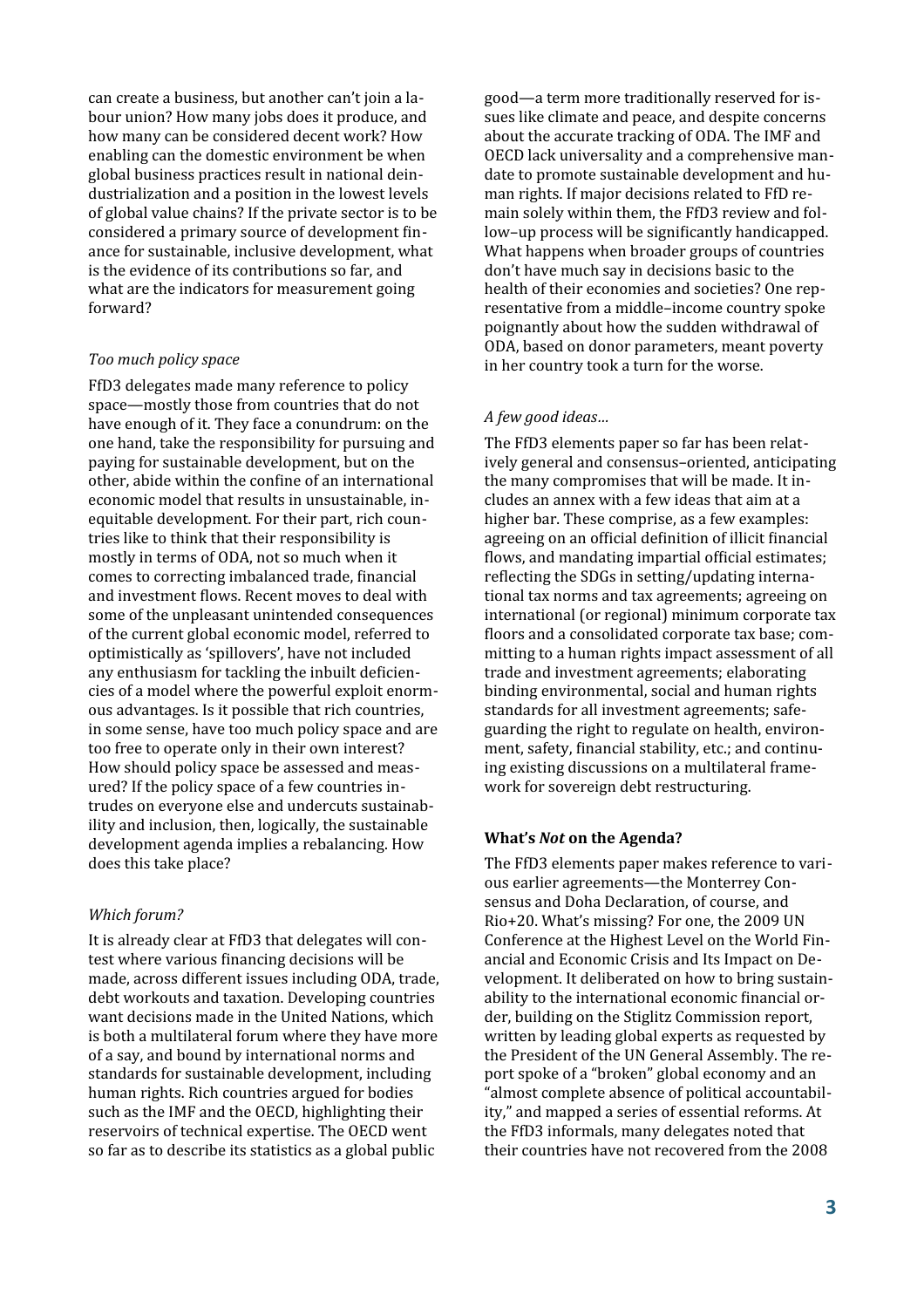can create a business, but another can't join a labour union? How many jobs does it produce, and how many can be considered decent work? How enabling can the domestic environment be when global business practices result in national deindustrialization and a position in the lowest levels of global value chains? If the private sector is to be considered a primary source of development finance for sustainable, inclusive development, what is the evidence of its contributions so far, and what are the indicators for measurement going forward?

*Too much policy space*

FfD3 delegates made many reference to policy space—mostly those from countries that do not have enough of it. They face a conundrum: on the one hand, take the responsibility for pursuing and paying for sustainable development, but on the other, abide within the confine of an international economic model that results in unsustainable, inequitable development. For their part, rich countries like to think that their responsibility is mostly in terms of ODA, not so much when it comes to correcting imbalanced trade, financial and investment flows. Recent moves to deal with some of the unpleasant unintended consequences of the current global economic model, referred to optimistically as 'spillovers', have not included any enthusiasm for tackling the inbuilt deficiencies of a model where the powerful exploit enormous advantages. Is it possible that rich countries, in some sense, have too much policy space and are too free to operate only in their own interest? How should policy space be assessed and measured? If the policy space of a few countries intrudes on everyone else and undercuts sustainability and inclusion, then, logically, the sustainable development agenda implies a rebalancing. How does this take place?

*Which forum?*

It is already clear at FfD3 that delegates will contest where various financing decisions will be made, across different issues including ODA, trade, debt workouts and taxation. Developing countries want decisions made in the United Nations, which is both a multilateral forum where they have more of a say, and bound by international norms and standards for sustainable development, including human rights. Rich countries argued for bodies such as the IMF and the OECD, highlighting their reservoirs of technical expertise. The OECD went so far as to describe its statistics as a global public good—a term more traditionally reserved for issues like climate and peace, and despite concerns about the accurate tracking of ODA. The IMF and OECD lack universality and a comprehensive mandate to promote sustainable development and human rights. If major decisions related to FfD remain solely within them, the FfD3 review and follow–up process will be significantly handicapped. What happens when broader groups of countries don't have much say in decisions basic to the health of their economies and societies? One representative from a middle–income country spoke poignantly about how the sudden withdrawal of ODA, based on donor parameters, meant poverty in her country took a turn for the worse.

*A few good ideas…*

The FfD3 elements paper so far has been relatively general and consensus–oriented, anticipating the many compromises that will be made. It includes an annex with a few ideas that aim at a higher bar. These comprise, as a few examples: agreeing on an official definition of illicit financial flows, and mandating impartial official estimates; reflecting the SDGs in setting/updating international tax norms and tax agreements; agreeing on international (or regional) minimum corporate tax floors and a consolidated corporate tax base; committing to a human rights impact assessment of all trade and investment agreements; elaborating binding environmental, social and human rights standards for all investment agreements; safeguarding the right to regulate on health, environment, safety, financial stability, etc.; and continuing existing discussions on a multilateral framework for sovereign debt restructuring.

**What's *Not* on the Agenda?**

The FfD3 elements paper makes reference to various earlier agreements—the Monterrey Consensus and Doha Declaration, of course, and Rio+20. What's missing? For one, the 2009 UN Conference at the Highest Level on the World Financial and Economic Crisis and Its Impact on Development. It deliberated on how to bring sustainability to the international economic financial order, building on the Stiglitz Commission report, written by leading global experts as requested by the President of the UN General Assembly. The report spoke of a "broken" global economy and an "almost complete absence of political accountability," and mapped a series of essential reforms. At the FfD3 informals, many delegates noted that their countries have not recovered from the 2008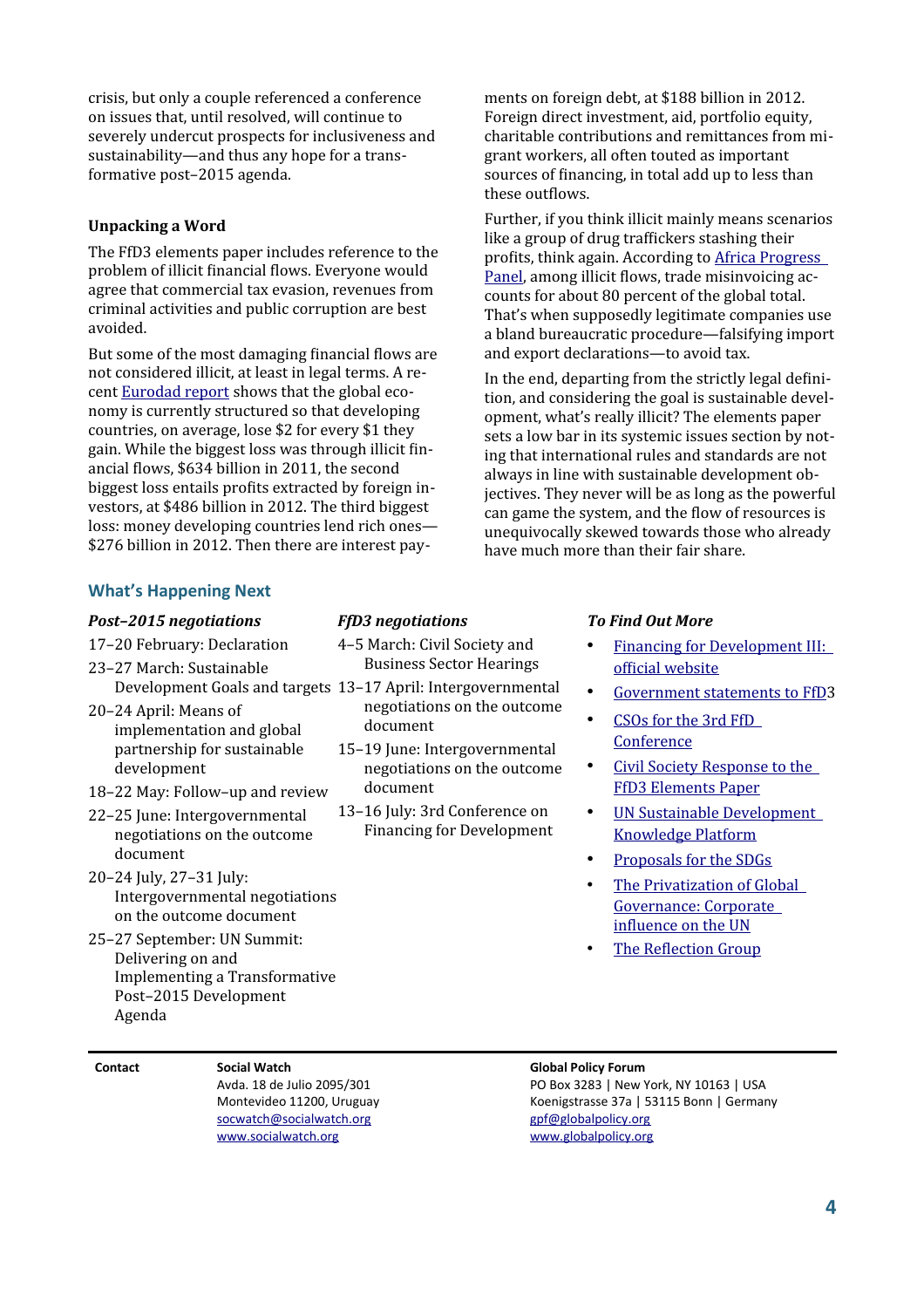crisis, but only a couple referenced a conference on issues that, until resolved, will continue to severely undercut prospects for inclusiveness and sustainability—and thus any hope for a transformative post–2015 agenda.

### Unpacking a Word

The FfD3 elements paper includes reference to the problem of illicit financial flows. Everyone would agree that commercial tax evasion, revenues from criminal activities and public corruption are best avoided.

But some of the most damaging financial flows are not considered illicit, at least in legal terms. A recent [Eurodad report](#) shows that the global economy is currently structured so that developing countries, on average, lose $2 for every $1 they gain. While the biggest loss was through illicit financial flows, $634 billion in 2011, the second biggest loss entails profits extracted by foreign investors, at $486 billion in 2012. The third biggest loss: money developing countries lend rich ones—$276 billion in 2012. Then there are interest payments on foreign debt, at $188 billion in 2012. Foreign direct investment, aid, portfolio equity, charitable contributions and remittances from migrant workers, all often touted as important sources of financing, in total add up to less than these outflows.

Further, if you think illicit mainly means scenarios like a group of drug traffickers stashing their profits, think again. According to [Africa Progress Panel](#), among illicit flows, trade misinvoicing accounts for about 80 percent of the global total. That's when supposedly legitimate companies use a bland bureaucratic procedure—falsifying import and export declarations—to avoid tax.

In the end, departing from the strictly legal definition, and considering the goal is sustainable development, what's really illicit? The elements paper sets a low bar in its systemic issues section by noting that international rules and standards are not always in line with sustainable development objectives. They never will be as long as the powerful can game the system, and the flow of resources is unequivocally skewed towards those who already have much more than their fair share.

## What's Happening Next

***Post–2015 negotiations***

- 17–20 February: Declaration
- 23–27 March: Sustainable Development Goals and targets
- 20–24 April: Means of implementation and global partnership for sustainable development
- 18–22 May: Follow–up and review
- 22–25 June: Intergovernmental negotiations on the outcome document
- 20–24 July, 27–31 July: Intergovernmental negotiations on the outcome document
- 25–27 September: UN Summit: Delivering on and Implementing a Transformative Post–2015 Development Agenda

***FfD3 negotiations***

- 4–5 March: Civil Society and Business Sector Hearings
- 13–17 April: Intergovernmental negotiations on the outcome document
- 15–19 June: Intergovernmental negotiations on the outcome document
- 13–16 July: 3rd Conference on Financing for Development

***To Find Out More***

- [Financing for Development III: official website](#)
- [Government statements to FfD3](#)
- [CSOs for the 3rd FfD Conference](#)
- [Civil Society Response to the FfD3 Elements Paper](#)
- [UN Sustainable Development Knowledge Platform](#)
- [Proposals for the SDGs](#)
- [The Privatization of Global Governance: Corporate influence on the UN](#)
- [The Reflection Group](#)

**Contact**

**Social Watch**
Avda. 18 de Julio 2095/301
Montevideo 11200, Uruguay
socwatch@socialwatch.org
www.socialwatch.org

**Global Policy Forum**
PO Box 3283 | New York, NY 10163 | USA
Koenigstrasse 37a | 53115 Bonn | Germany
gpf@globalpolicy.org
www.globalpolicy.org